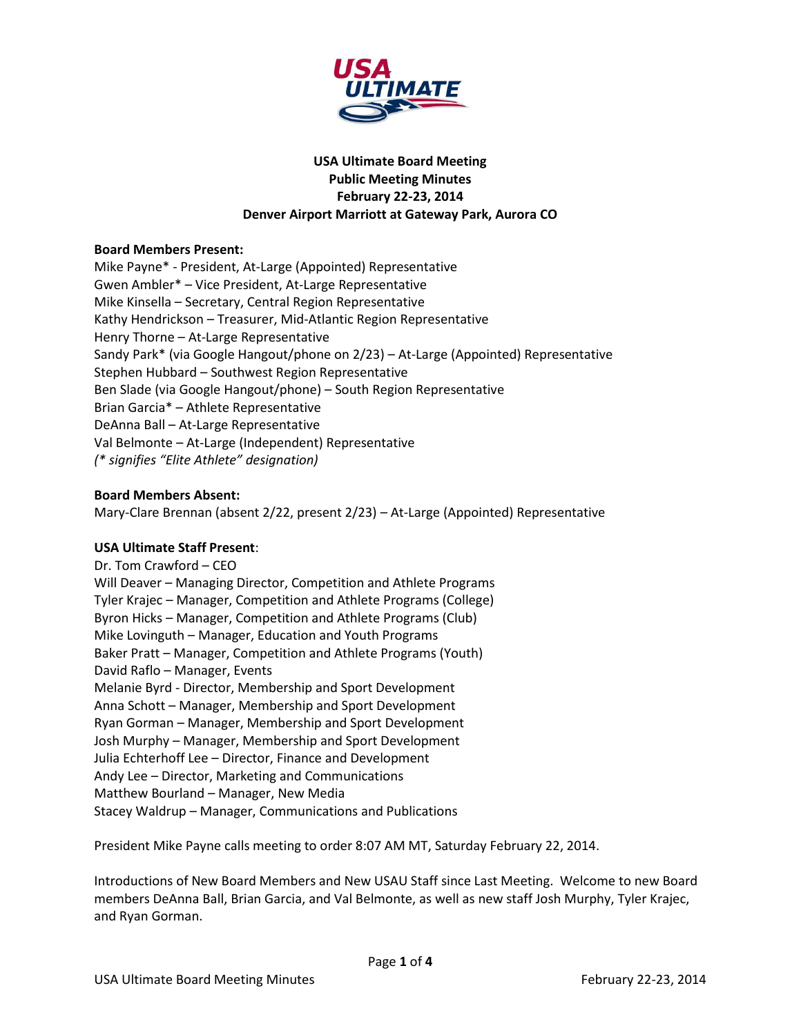**USA Ultimate Board Meeting**
**Public Meeting Minutes**
**February 22-23, 2014**
**Denver Airport Marriott at Gateway Park, Aurora CO**

**Board Members Present:**

Mike Payne* - President, At-Large (Appointed) Representative
Gwen Ambler* – Vice President, At-Large Representative
Mike Kinsella – Secretary, Central Region Representative
Kathy Hendrickson – Treasurer, Mid-Atlantic Region Representative
Henry Thorne – At-Large Representative
Sandy Park* (via Google Hangout/phone on 2/23) – At-Large (Appointed) Representative
Stephen Hubbard – Southwest Region Representative
Ben Slade (via Google Hangout/phone) – South Region Representative
Brian Garcia* – Athlete Representative
DeAnna Ball – At-Large Representative
Val Belmonte – At-Large (Independent) Representative
*(* signifies "Elite Athlete" designation)*

**Board Members Absent:**

Mary-Clare Brennan (absent 2/22, present 2/23) – At-Large (Appointed) Representative

**USA Ultimate Staff Present**:

Dr. Tom Crawford – CEO
Will Deaver – Managing Director, Competition and Athlete Programs
Tyler Krajec – Manager, Competition and Athlete Programs (College)
Byron Hicks – Manager, Competition and Athlete Programs (Club)
Mike Lovinguth – Manager, Education and Youth Programs
Baker Pratt – Manager, Competition and Athlete Programs (Youth)
David Raflo – Manager, Events
Melanie Byrd - Director, Membership and Sport Development
Anna Schott – Manager, Membership and Sport Development
Ryan Gorman – Manager, Membership and Sport Development
Josh Murphy – Manager, Membership and Sport Development
Julia Echterhoff Lee – Director, Finance and Development
Andy Lee – Director, Marketing and Communications
Matthew Bourland – Manager, New Media
Stacey Waldrup – Manager, Communications and Publications

President Mike Payne calls meeting to order 8:07 AM MT, Saturday February 22, 2014.

Introductions of New Board Members and New USAU Staff since Last Meeting. Welcome to new Board members DeAnna Ball, Brian Garcia, and Val Belmonte, as well as new staff Josh Murphy, Tyler Krajec, and Ryan Gorman.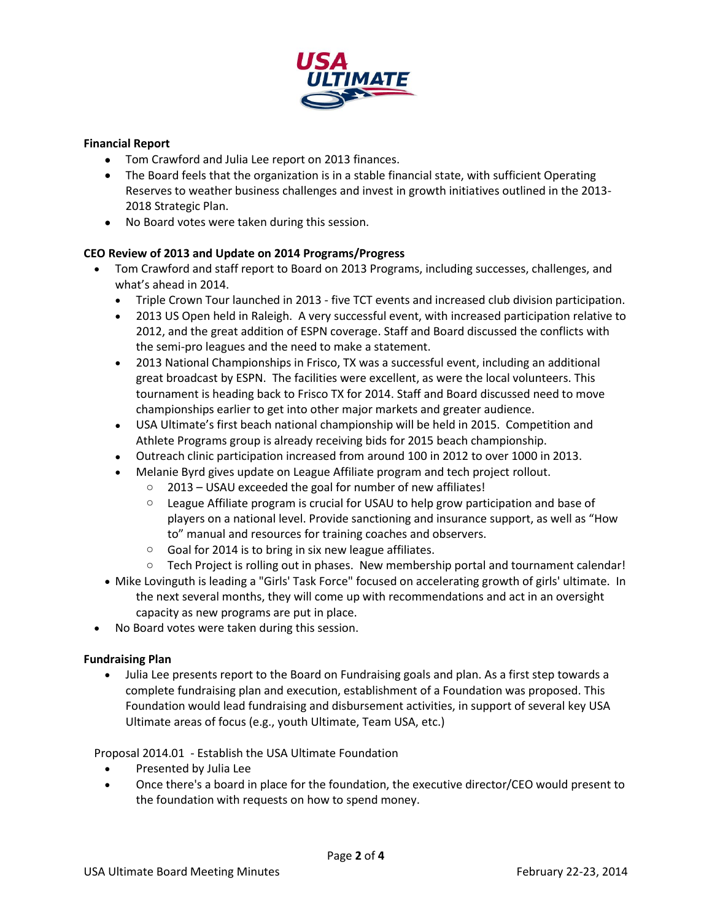**Financial Report**

- Tom Crawford and Julia Lee report on 2013 finances.
- The Board feels that the organization is in a stable financial state, with sufficient Operating Reserves to weather business challenges and invest in growth initiatives outlined in the 2013-2018 Strategic Plan.
- No Board votes were taken during this session.

**CEO Review of 2013 and Update on 2014 Programs/Progress**

- Tom Crawford and staff report to Board on 2013 Programs, including successes, challenges, and what's ahead in 2014.
  - Triple Crown Tour launched in 2013 - five TCT events and increased club division participation.
  - 2013 US Open held in Raleigh. A very successful event, with increased participation relative to 2012, and the great addition of ESPN coverage. Staff and Board discussed the conflicts with the semi-pro leagues and the need to make a statement.
  - 2013 National Championships in Frisco, TX was a successful event, including an additional great broadcast by ESPN. The facilities were excellent, as were the local volunteers. This tournament is heading back to Frisco TX for 2014. Staff and Board discussed need to move championships earlier to get into other major markets and greater audience.
  - USA Ultimate's first beach national championship will be held in 2015. Competition and Athlete Programs group is already receiving bids for 2015 beach championship.
  - Outreach clinic participation increased from around 100 in 2012 to over 1000 in 2013.
  - Melanie Byrd gives update on League Affiliate program and tech project rollout.
    - 2013 – USAU exceeded the goal for number of new affiliates!
    - League Affiliate program is crucial for USAU to help grow participation and base of players on a national level. Provide sanctioning and insurance support, as well as "How to" manual and resources for training coaches and observers.
    - Goal for 2014 is to bring in six new league affiliates.
    - Tech Project is rolling out in phases. New membership portal and tournament calendar!
- Mike Lovinguth is leading a "Girls' Task Force" focused on accelerating growth of girls' ultimate. In the next several months, they will come up with recommendations and act in an oversight capacity as new programs are put in place.
- No Board votes were taken during this session.

**Fundraising Plan**

- Julia Lee presents report to the Board on Fundraising goals and plan. As a first step towards a complete fundraising plan and execution, establishment of a Foundation was proposed. This Foundation would lead fundraising and disbursement activities, in support of several key USA Ultimate areas of focus (e.g., youth Ultimate, Team USA, etc.)

Proposal 2014.01 - Establish the USA Ultimate Foundation

- Presented by Julia Lee
- Once there's a board in place for the foundation, the executive director/CEO would present to the foundation with requests on how to spend money.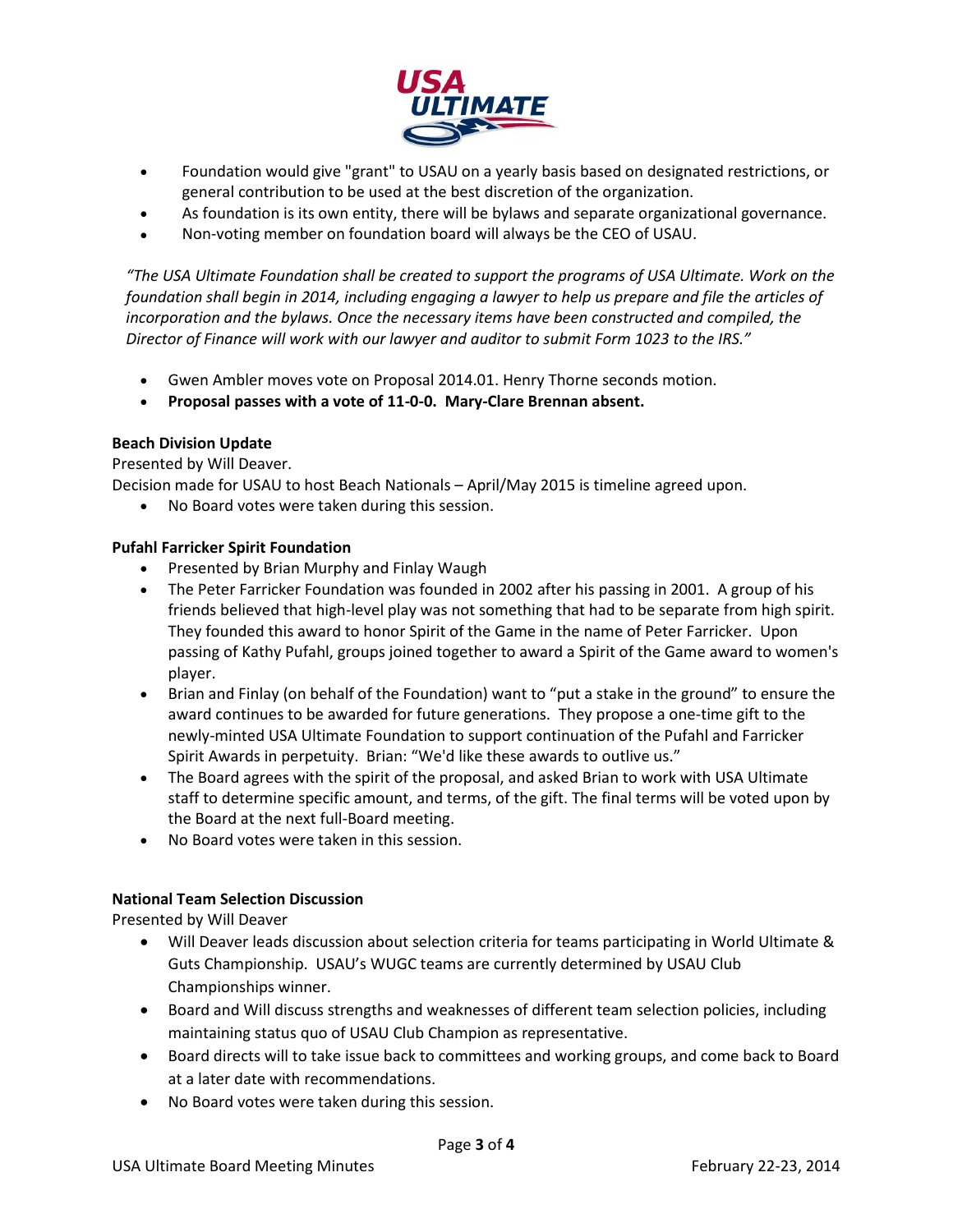- Foundation would give "grant" to USAU on a yearly basis based on designated restrictions, or general contribution to be used at the best discretion of the organization.
- As foundation is its own entity, there will be bylaws and separate organizational governance.
- Non-voting member on foundation board will always be the CEO of USAU.

*"The USA Ultimate Foundation shall be created to support the programs of USA Ultimate. Work on the foundation shall begin in 2014, including engaging a lawyer to help us prepare and file the articles of incorporation and the bylaws. Once the necessary items have been constructed and compiled, the Director of Finance will work with our lawyer and auditor to submit Form 1023 to the IRS."*

- Gwen Ambler moves vote on Proposal 2014.01. Henry Thorne seconds motion.
- **Proposal passes with a vote of 11-0-0. Mary-Clare Brennan absent.**

**Beach Division Update**

Presented by Will Deaver.

Decision made for USAU to host Beach Nationals – April/May 2015 is timeline agreed upon.

- No Board votes were taken during this session.

**Pufahl Farricker Spirit Foundation**

- Presented by Brian Murphy and Finlay Waugh
- The Peter Farricker Foundation was founded in 2002 after his passing in 2001. A group of his friends believed that high-level play was not something that had to be separate from high spirit. They founded this award to honor Spirit of the Game in the name of Peter Farricker. Upon passing of Kathy Pufahl, groups joined together to award a Spirit of the Game award to women's player.
- Brian and Finlay (on behalf of the Foundation) want to "put a stake in the ground" to ensure the award continues to be awarded for future generations. They propose a one-time gift to the newly-minted USA Ultimate Foundation to support continuation of the Pufahl and Farricker Spirit Awards in perpetuity. Brian: "We'd like these awards to outlive us."
- The Board agrees with the spirit of the proposal, and asked Brian to work with USA Ultimate staff to determine specific amount, and terms, of the gift. The final terms will be voted upon by the Board at the next full-Board meeting.
- No Board votes were taken in this session.

**National Team Selection Discussion**

Presented by Will Deaver

- Will Deaver leads discussion about selection criteria for teams participating in World Ultimate & Guts Championship. USAU's WUGC teams are currently determined by USAU Club Championships winner.
- Board and Will discuss strengths and weaknesses of different team selection policies, including maintaining status quo of USAU Club Champion as representative.
- Board directs will to take issue back to committees and working groups, and come back to Board at a later date with recommendations.
- No Board votes were taken during this session.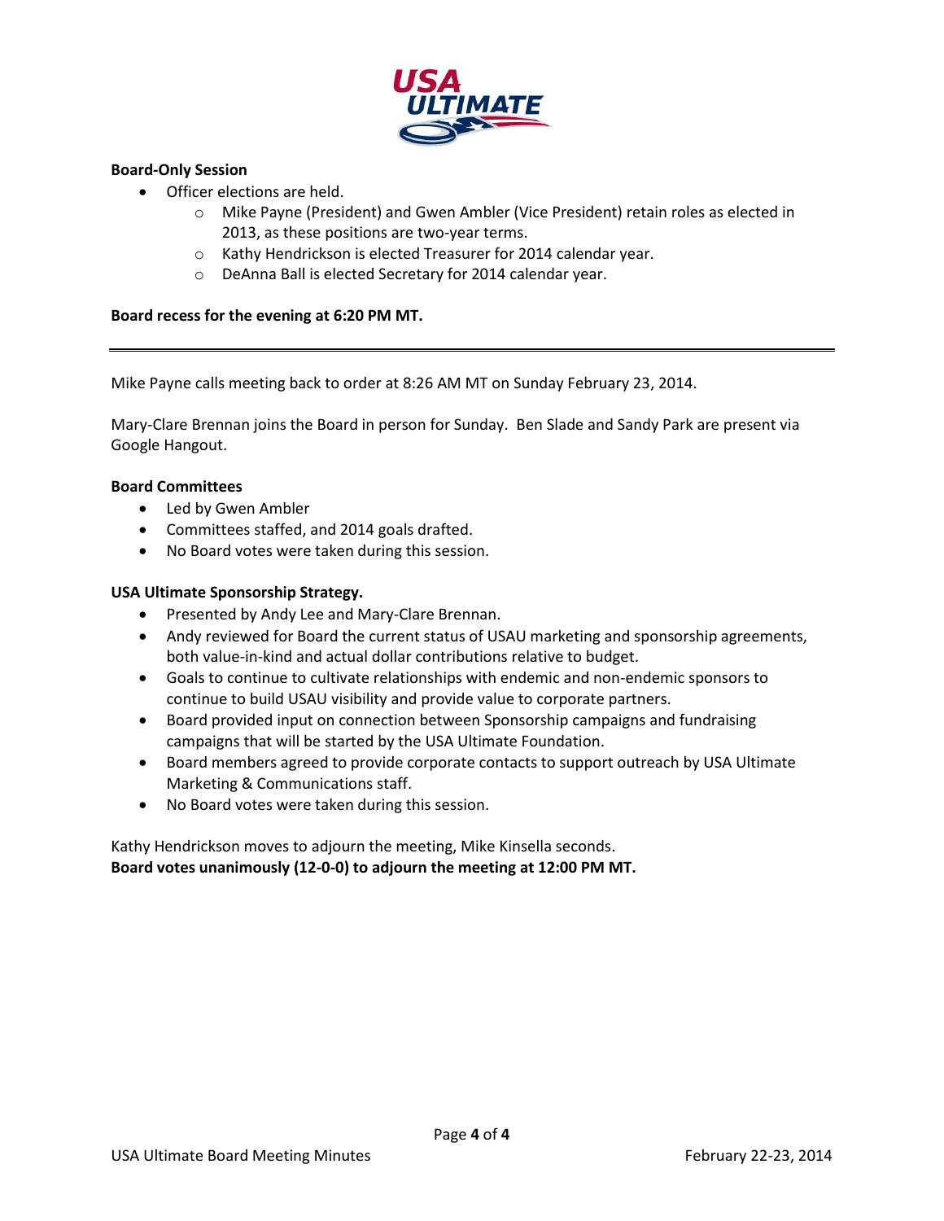**Board-Only Session**

- Officer elections are held.
  - Mike Payne (President) and Gwen Ambler (Vice President) retain roles as elected in 2013, as these positions are two-year terms.
  - Kathy Hendrickson is elected Treasurer for 2014 calendar year.
  - DeAnna Ball is elected Secretary for 2014 calendar year.

**Board recess for the evening at 6:20 PM MT.**

---

Mike Payne calls meeting back to order at 8:26 AM MT on Sunday February 23, 2014.

Mary-Clare Brennan joins the Board in person for Sunday. Ben Slade and Sandy Park are present via Google Hangout.

**Board Committees**

- Led by Gwen Ambler
- Committees staffed, and 2014 goals drafted.
- No Board votes were taken during this session.

**USA Ultimate Sponsorship Strategy.**

- Presented by Andy Lee and Mary-Clare Brennan.
- Andy reviewed for Board the current status of USAU marketing and sponsorship agreements, both value-in-kind and actual dollar contributions relative to budget.
- Goals to continue to cultivate relationships with endemic and non-endemic sponsors to continue to build USAU visibility and provide value to corporate partners.
- Board provided input on connection between Sponsorship campaigns and fundraising campaigns that will be started by the USA Ultimate Foundation.
- Board members agreed to provide corporate contacts to support outreach by USA Ultimate Marketing & Communications staff.
- No Board votes were taken during this session.

Kathy Hendrickson moves to adjourn the meeting, Mike Kinsella seconds.
**Board votes unanimously (12-0-0) to adjourn the meeting at 12:00 PM MT.**